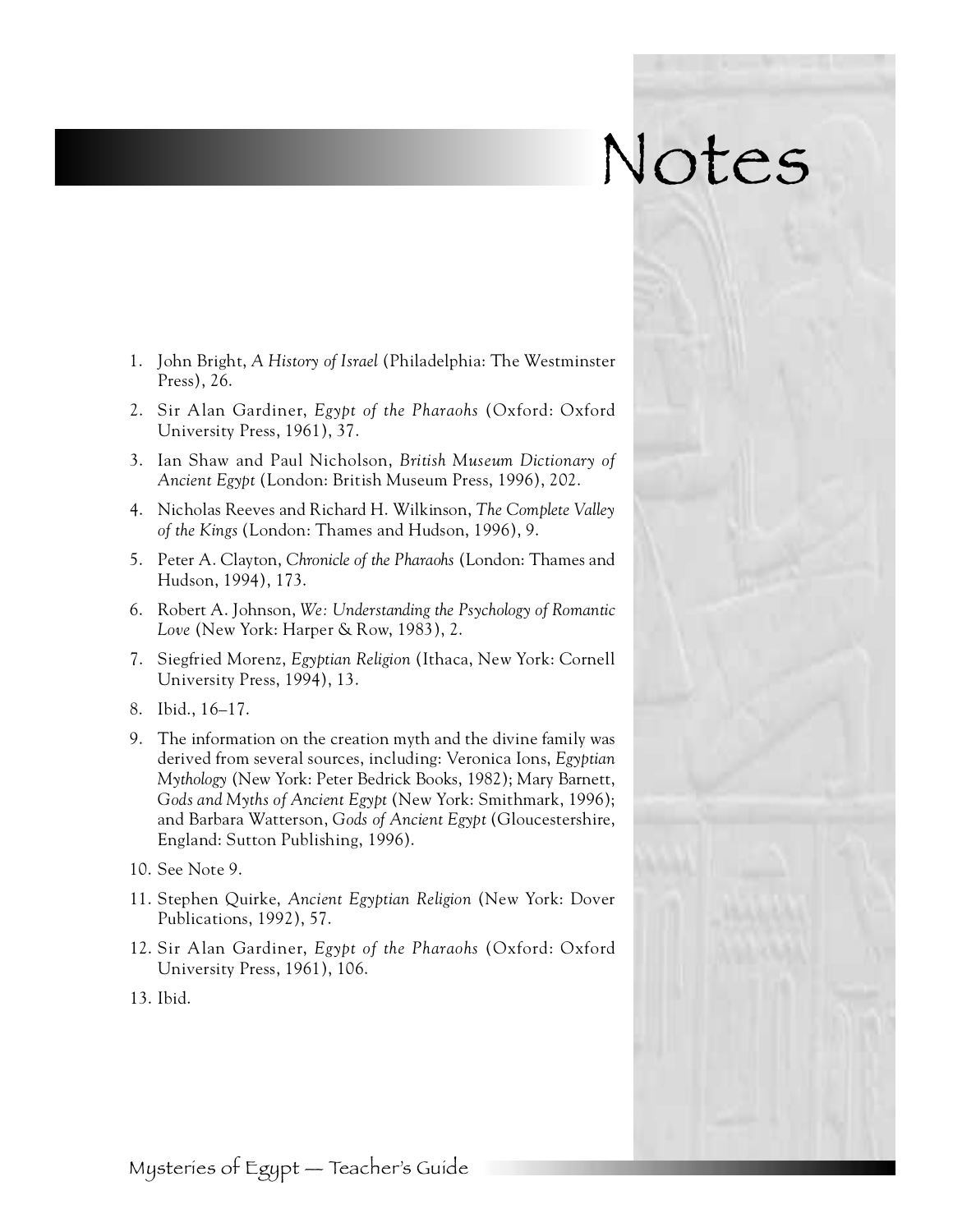# Notes

1. John Bright, *A History of Israel* (Philadelphia: The Westminster Press), 26.
2. Sir Alan Gardiner, *Egypt of the Pharaohs* (Oxford: Oxford University Press, 1961), 37.
3. Ian Shaw and Paul Nicholson, *British Museum Dictionary of Ancient Egypt* (London: British Museum Press, 1996), 202.
4. Nicholas Reeves and Richard H. Wilkinson, *The Complete Valley of the Kings* (London: Thames and Hudson, 1996), 9.
5. Peter A. Clayton, *Chronicle of the Pharaohs* (London: Thames and Hudson, 1994), 173.
6. Robert A. Johnson, *We: Understanding the Psychology of Romantic Love* (New York: Harper & Row, 1983), 2.
7. Siegfried Morenz, *Egyptian Religion* (Ithaca, New York: Cornell University Press, 1994), 13.
8. Ibid., 16–17.
9. The information on the creation myth and the divine family was derived from several sources, including: Veronica Ions, *Egyptian Mythology* (New York: Peter Bedrick Books, 1982); Mary Barnett, *Gods and Myths of Ancient Egypt* (New York: Smithmark, 1996); and Barbara Watterson, *Gods of Ancient Egypt* (Gloucestershire, England: Sutton Publishing, 1996).
10. See Note 9.
11. Stephen Quirke, *Ancient Egyptian Religion* (New York: Dover Publications, 1992), 57.
12. Sir Alan Gardiner, *Egypt of the Pharaohs* (Oxford: Oxford University Press, 1961), 106.
13. Ibid.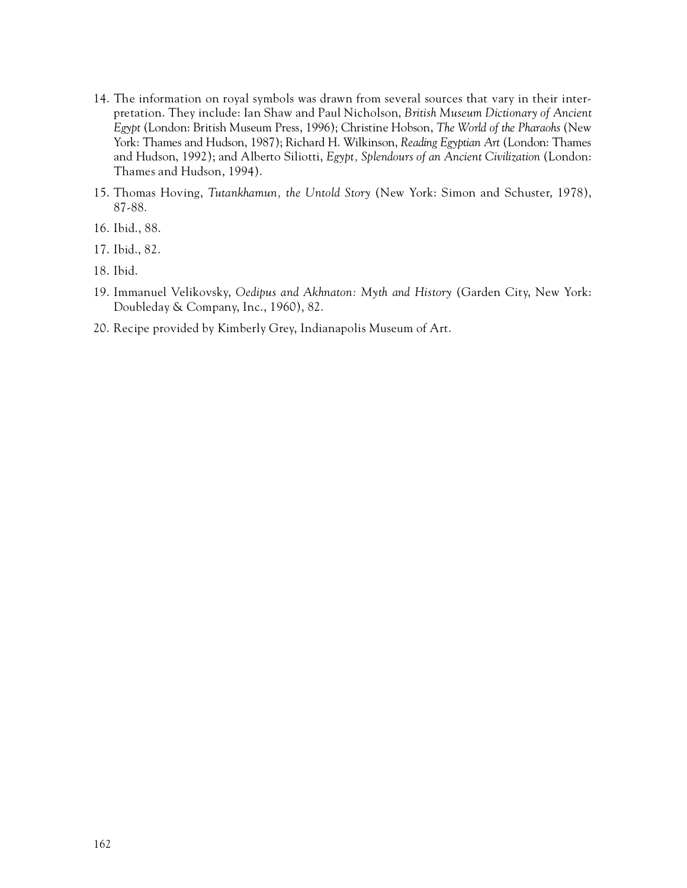14. The information on royal symbols was drawn from several sources that vary in their interpretation. They include: Ian Shaw and Paul Nicholson, *British Museum Dictionary of Ancient Egypt* (London: British Museum Press, 1996); Christine Hobson, *The World of the Pharaohs* (New York: Thames and Hudson, 1987); Richard H. Wilkinson, *Reading Egyptian Art* (London: Thames and Hudson, 1992); and Alberto Siliotti, *Egypt, Splendours of an Ancient Civilization* (London: Thames and Hudson, 1994).
15. Thomas Hoving, *Tutankhamun, the Untold Story* (New York: Simon and Schuster, 1978), 87-88.
16. Ibid., 88.
17. Ibid., 82.
18. Ibid.
19. Immanuel Velikovsky, *Oedipus and Akhnaton: Myth and History* (Garden City, New York: Doubleday & Company, Inc., 1960), 82.
20. Recipe provided by Kimberly Grey, Indianapolis Museum of Art.